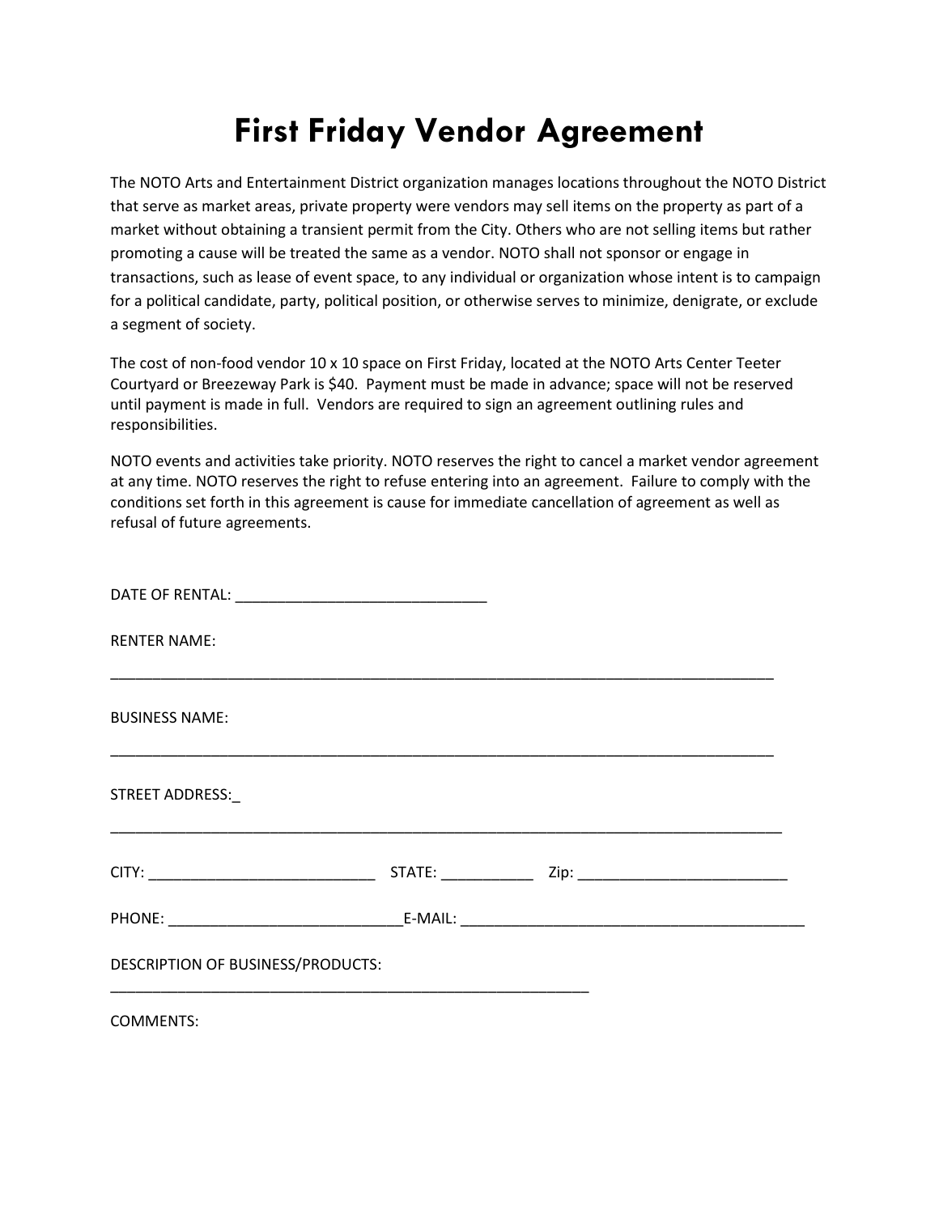# First Friday Vendor Agreement

The NOTO Arts and Entertainment District organization manages locations throughout the NOTO District that serve as market areas, private property were vendors may sell items on the property as part of a market without obtaining a transient permit from the City. Others who are not selling items but rather promoting a cause will be treated the same as a vendor. NOTO shall not sponsor or engage in transactions, such as lease of event space, to any individual or organization whose intent is to campaign for a political candidate, party, political position, or otherwise serves to minimize, denigrate, or exclude a segment of society.

The cost of non-food vendor 10 x 10 space on First Friday, located at the NOTO Arts Center Teeter Courtyard or Breezeway Park is $40. Payment must be made in advance; space will not be reserved until payment is made in full. Vendors are required to sign an agreement outlining rules and responsibilities.

NOTO events and activities take priority. NOTO reserves the right to cancel a market vendor agreement at any time. NOTO reserves the right to refuse entering into an agreement. Failure to comply with the conditions set forth in this agreement is cause for immediate cancellation of agreement as well as refusal of future agreements.

DATE OF RENTAL: ______________________________

RENTER NAME:

________________________________________________________________________________

BUSINESS NAME:

________________________________________________________________________________

STREET ADDRESS:_

________________________________________________________________________________

CITY: ___________________________ STATE: ___________ Zip: _________________________

PHONE: ____________________________E-MAIL: _________________________________________

DESCRIPTION OF BUSINESS/PRODUCTS:

__________________________________________________________

COMMENTS: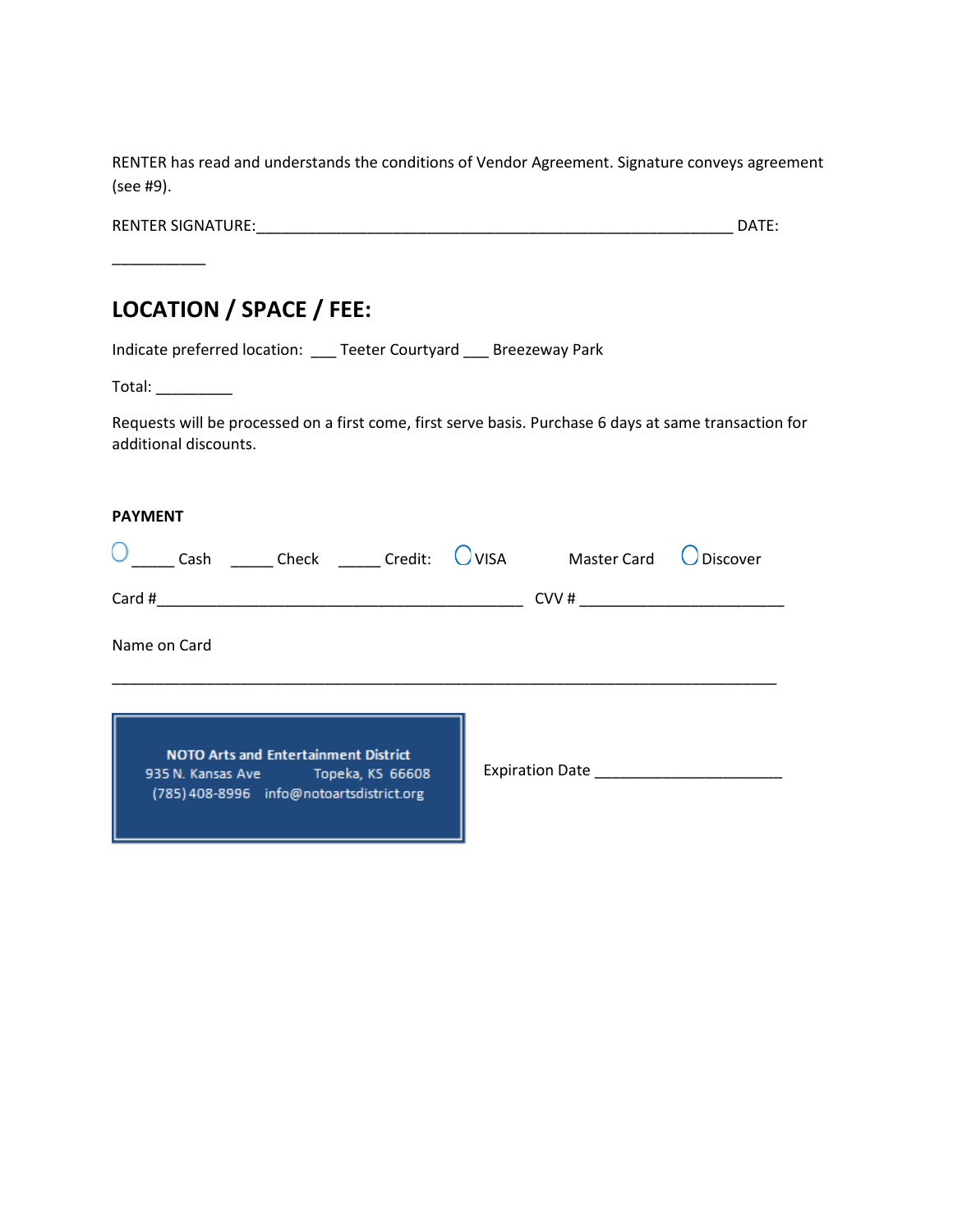RENTER has read and understands the conditions of Vendor Agreement. Signature conveys agreement (see #9).

RENTER SIGNATURE:_____________________________________________________________ DATE: ___________

## LOCATION / SPACE / FEE:

Indicate preferred location: ___ Teeter Courtyard ___ Breezeway Park

Total: _________

Requests will be processed on a first come, first serve basis. Purchase 6 days at same transaction for additional discounts.

**PAYMENT**

_____ Cash _____ Check _____ Credit: VISA Master Card Discover

Card #_____________________________________________ CVV # ________________________

Name on Card

_________________________________________________________________________________

NOTO Arts and Entertainment District
935 N. Kansas Ave Topeka, KS 66608
(785) 408-8996 info@notoartsdistrict.org

Expiration Date ______________________